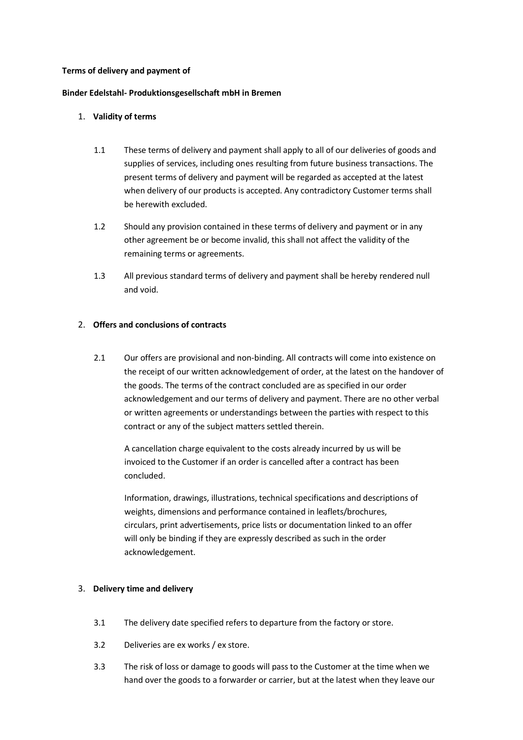**Terms of delivery and payment of**

**Binder Edelstahl- Produktionsgesellschaft mbH in Bremen**

1. **Validity of terms**

   1.1 These terms of delivery and payment shall apply to all of our deliveries of goods and supplies of services, including ones resulting from future business transactions. The present terms of delivery and payment will be regarded as accepted at the latest when delivery of our products is accepted. Any contradictory Customer terms shall be herewith excluded.

   1.2 Should any provision contained in these terms of delivery and payment or in any other agreement be or become invalid, this shall not affect the validity of the remaining terms or agreements.

   1.3 All previous standard terms of delivery and payment shall be hereby rendered null and void.

2. **Offers and conclusions of contracts**

   2.1 Our offers are provisional and non-binding. All contracts will come into existence on the receipt of our written acknowledgement of order, at the latest on the handover of the goods. The terms of the contract concluded are as specified in our order acknowledgement and our terms of delivery and payment. There are no other verbal or written agreements or understandings between the parties with respect to this contract or any of the subject matters settled therein.

   A cancellation charge equivalent to the costs already incurred by us will be invoiced to the Customer if an order is cancelled after a contract has been concluded.

   Information, drawings, illustrations, technical specifications and descriptions of weights, dimensions and performance contained in leaflets/brochures, circulars, print advertisements, price lists or documentation linked to an offer will only be binding if they are expressly described as such in the order acknowledgement.

3. **Delivery time and delivery**

   3.1 The delivery date specified refers to departure from the factory or store.

   3.2 Deliveries are ex works / ex store.

   3.3 The risk of loss or damage to goods will pass to the Customer at the time when we hand over the goods to a forwarder or carrier, but at the latest when they leave our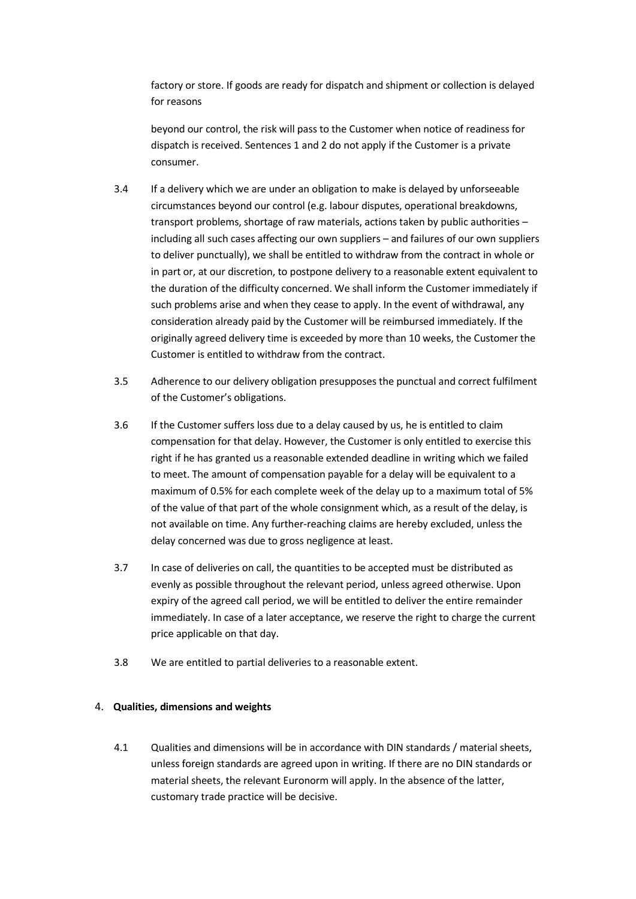factory or store. If goods are ready for dispatch and shipment or collection is delayed for reasons

beyond our control, the risk will pass to the Customer when notice of readiness for dispatch is received. Sentences 1 and 2 do not apply if the Customer is a private consumer.

3.4 If a delivery which we are under an obligation to make is delayed by unforseeable circumstances beyond our control (e.g. labour disputes, operational breakdowns, transport problems, shortage of raw materials, actions taken by public authorities – including all such cases affecting our own suppliers – and failures of our own suppliers to deliver punctually), we shall be entitled to withdraw from the contract in whole or in part or, at our discretion, to postpone delivery to a reasonable extent equivalent to the duration of the difficulty concerned. We shall inform the Customer immediately if such problems arise and when they cease to apply. In the event of withdrawal, any consideration already paid by the Customer will be reimbursed immediately. If the originally agreed delivery time is exceeded by more than 10 weeks, the Customer the Customer is entitled to withdraw from the contract.

3.5 Adherence to our delivery obligation presupposes the punctual and correct fulfilment of the Customer's obligations.

3.6 If the Customer suffers loss due to a delay caused by us, he is entitled to claim compensation for that delay. However, the Customer is only entitled to exercise this right if he has granted us a reasonable extended deadline in writing which we failed to meet. The amount of compensation payable for a delay will be equivalent to a maximum of 0.5% for each complete week of the delay up to a maximum total of 5% of the value of that part of the whole consignment which, as a result of the delay, is not available on time. Any further-reaching claims are hereby excluded, unless the delay concerned was due to gross negligence at least.

3.7 In case of deliveries on call, the quantities to be accepted must be distributed as evenly as possible throughout the relevant period, unless agreed otherwise. Upon expiry of the agreed call period, we will be entitled to deliver the entire remainder immediately. In case of a later acceptance, we reserve the right to charge the current price applicable on that day.

3.8 We are entitled to partial deliveries to a reasonable extent.

## 4. **Qualities, dimensions and weights**

4.1 Qualities and dimensions will be in accordance with DIN standards / material sheets, unless foreign standards are agreed upon in writing. If there are no DIN standards or material sheets, the relevant Euronorm will apply. In the absence of the latter, customary trade practice will be decisive.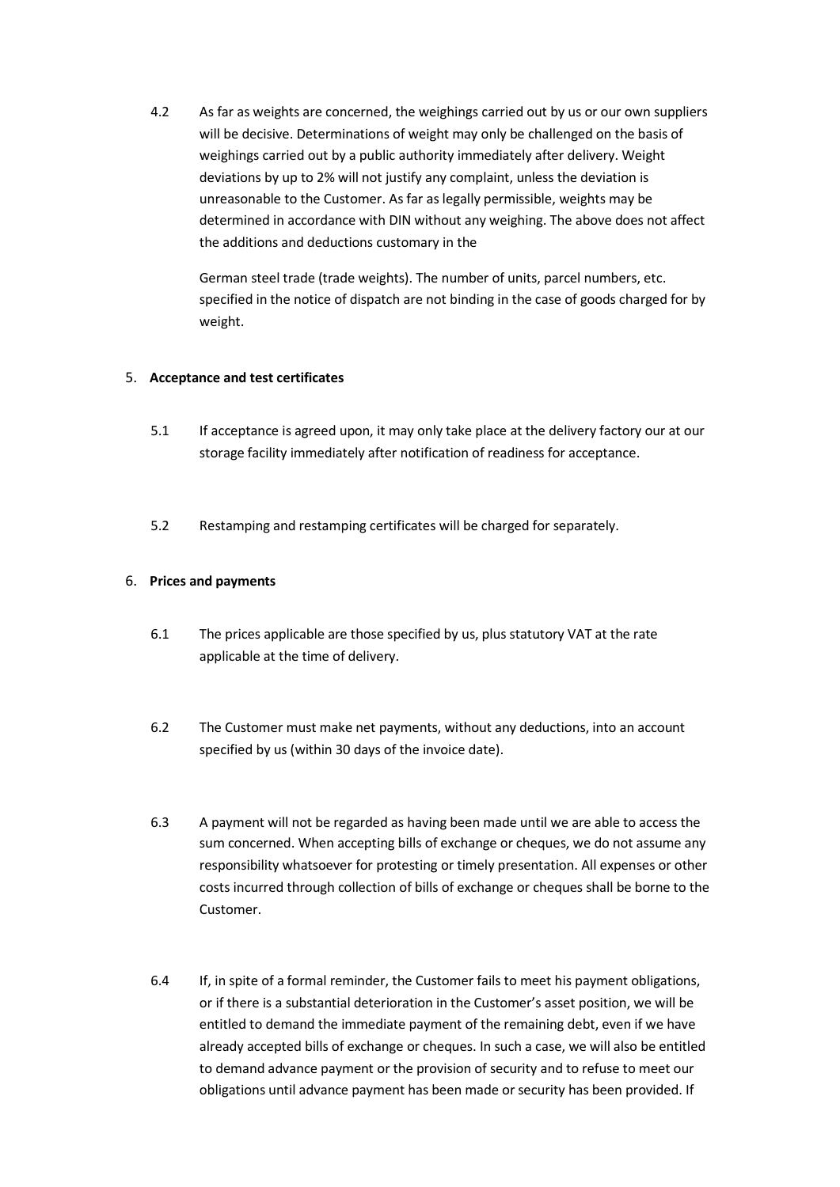4.2 As far as weights are concerned, the weighings carried out by us or our own suppliers will be decisive. Determinations of weight may only be challenged on the basis of weighings carried out by a public authority immediately after delivery. Weight deviations by up to 2% will not justify any complaint, unless the deviation is unreasonable to the Customer. As far as legally permissible, weights may be determined in accordance with DIN without any weighing. The above does not affect the additions and deductions customary in the

German steel trade (trade weights). The number of units, parcel numbers, etc. specified in the notice of dispatch are not binding in the case of goods charged for by weight.

5. **Acceptance and test certificates**

5.1 If acceptance is agreed upon, it may only take place at the delivery factory our at our storage facility immediately after notification of readiness for acceptance.

5.2 Restamping and restamping certificates will be charged for separately.

6. **Prices and payments**

6.1 The prices applicable are those specified by us, plus statutory VAT at the rate applicable at the time of delivery.

6.2 The Customer must make net payments, without any deductions, into an account specified by us (within 30 days of the invoice date).

6.3 A payment will not be regarded as having been made until we are able to access the sum concerned. When accepting bills of exchange or cheques, we do not assume any responsibility whatsoever for protesting or timely presentation. All expenses or other costs incurred through collection of bills of exchange or cheques shall be borne to the Customer.

6.4 If, in spite of a formal reminder, the Customer fails to meet his payment obligations, or if there is a substantial deterioration in the Customer's asset position, we will be entitled to demand the immediate payment of the remaining debt, even if we have already accepted bills of exchange or cheques. In such a case, we will also be entitled to demand advance payment or the provision of security and to refuse to meet our obligations until advance payment has been made or security has been provided. If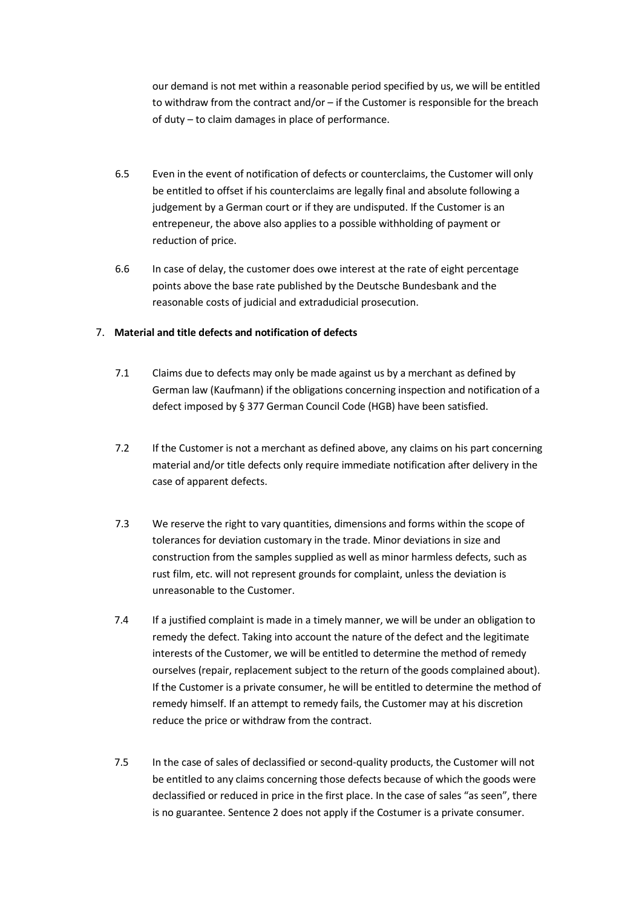our demand is not met within a reasonable period specified by us, we will be entitled to withdraw from the contract and/or – if the Customer is responsible for the breach of duty – to claim damages in place of performance.

6.5 Even in the event of notification of defects or counterclaims, the Customer will only be entitled to offset if his counterclaims are legally final and absolute following a judgement by a German court or if they are undisputed. If the Customer is an entrepeneur, the above also applies to a possible withholding of payment or reduction of price.

6.6 In case of delay, the customer does owe interest at the rate of eight percentage points above the base rate published by the Deutsche Bundesbank and the reasonable costs of judicial and extradudicial prosecution.

7. **Material and title defects and notification of defects**

7.1 Claims due to defects may only be made against us by a merchant as defined by German law (Kaufmann) if the obligations concerning inspection and notification of a defect imposed by § 377 German Council Code (HGB) have been satisfied.

7.2 If the Customer is not a merchant as defined above, any claims on his part concerning material and/or title defects only require immediate notification after delivery in the case of apparent defects.

7.3 We reserve the right to vary quantities, dimensions and forms within the scope of tolerances for deviation customary in the trade. Minor deviations in size and construction from the samples supplied as well as minor harmless defects, such as rust film, etc. will not represent grounds for complaint, unless the deviation is unreasonable to the Customer.

7.4 If a justified complaint is made in a timely manner, we will be under an obligation to remedy the defect. Taking into account the nature of the defect and the legitimate interests of the Customer, we will be entitled to determine the method of remedy ourselves (repair, replacement subject to the return of the goods complained about). If the Customer is a private consumer, he will be entitled to determine the method of remedy himself. If an attempt to remedy fails, the Customer may at his discretion reduce the price or withdraw from the contract.

7.5 In the case of sales of declassified or second-quality products, the Customer will not be entitled to any claims concerning those defects because of which the goods were declassified or reduced in price in the first place. In the case of sales "as seen", there is no guarantee. Sentence 2 does not apply if the Costumer is a private consumer.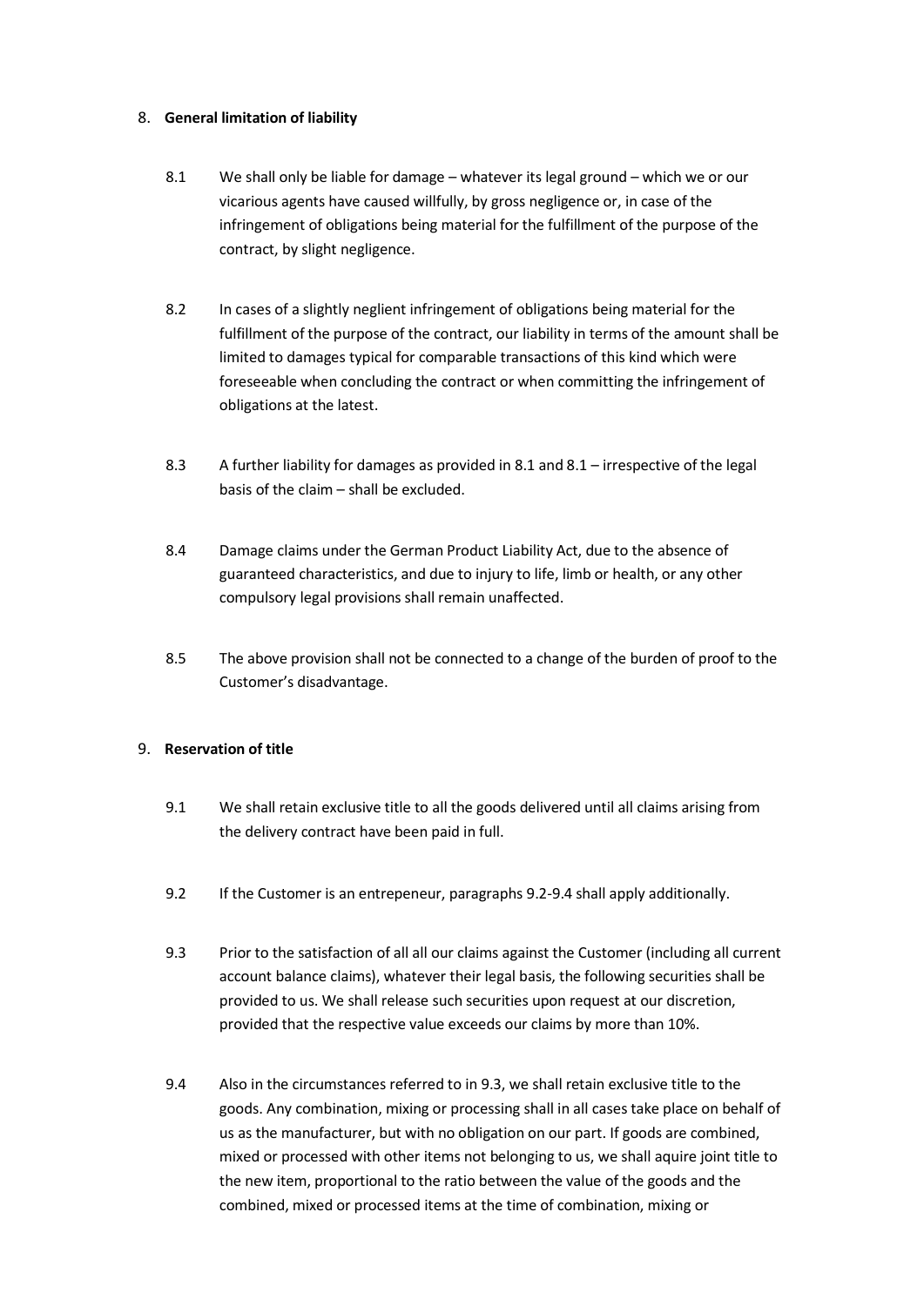## 8. General limitation of liability

8.1 We shall only be liable for damage – whatever its legal ground – which we or our vicarious agents have caused willfully, by gross negligence or, in case of the infringement of obligations being material for the fulfillment of the purpose of the contract, by slight negligence.

8.2 In cases of a slightly neglient infringement of obligations being material for the fulfillment of the purpose of the contract, our liability in terms of the amount shall be limited to damages typical for comparable transactions of this kind which were foreseeable when concluding the contract or when committing the infringement of obligations at the latest.

8.3 A further liability for damages as provided in 8.1 and 8.1 – irrespective of the legal basis of the claim – shall be excluded.

8.4 Damage claims under the German Product Liability Act, due to the absence of guaranteed characteristics, and due to injury to life, limb or health, or any other compulsory legal provisions shall remain unaffected.

8.5 The above provision shall not be connected to a change of the burden of proof to the Customer's disadvantage.

## 9. Reservation of title

9.1 We shall retain exclusive title to all the goods delivered until all claims arising from the delivery contract have been paid in full.

9.2 If the Customer is an entrepeneur, paragraphs 9.2-9.4 shall apply additionally.

9.3 Prior to the satisfaction of all all our claims against the Customer (including all current account balance claims), whatever their legal basis, the following securities shall be provided to us. We shall release such securities upon request at our discretion, provided that the respective value exceeds our claims by more than 10%.

9.4 Also in the circumstances referred to in 9.3, we shall retain exclusive title to the goods. Any combination, mixing or processing shall in all cases take place on behalf of us as the manufacturer, but with no obligation on our part. If goods are combined, mixed or processed with other items not belonging to us, we shall aquire joint title to the new item, proportional to the ratio between the value of the goods and the combined, mixed or processed items at the time of combination, mixing or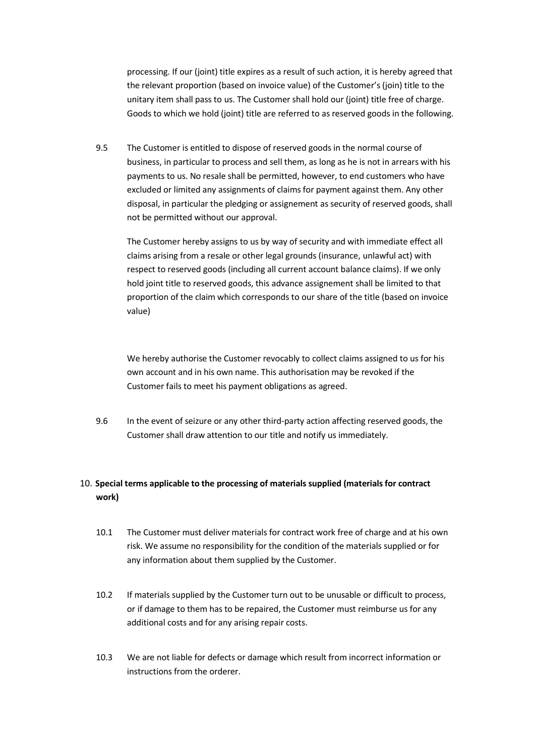processing. If our (joint) title expires as a result of such action, it is hereby agreed that the relevant proportion (based on invoice value) of the Customer's (join) title to the unitary item shall pass to us. The Customer shall hold our (joint) title free of charge. Goods to which we hold (joint) title are referred to as reserved goods in the following.

9.5 The Customer is entitled to dispose of reserved goods in the normal course of business, in particular to process and sell them, as long as he is not in arrears with his payments to us. No resale shall be permitted, however, to end customers who have excluded or limited any assignments of claims for payment against them. Any other disposal, in particular the pledging or assignement as security of reserved goods, shall not be permitted without our approval.

The Customer hereby assigns to us by way of security and with immediate effect all claims arising from a resale or other legal grounds (insurance, unlawful act) with respect to reserved goods (including all current account balance claims). If we only hold joint title to reserved goods, this advance assignement shall be limited to that proportion of the claim which corresponds to our share of the title (based on invoice value)

We hereby authorise the Customer revocably to collect claims assigned to us for his own account and in his own name. This authorisation may be revoked if the Customer fails to meet his payment obligations as agreed.

9.6 In the event of seizure or any other third-party action affecting reserved goods, the Customer shall draw attention to our title and notify us immediately.

## 10. Special terms applicable to the processing of materials supplied (materials for contract work)

10.1 The Customer must deliver materials for contract work free of charge and at his own risk. We assume no responsibility for the condition of the materials supplied or for any information about them supplied by the Customer.

10.2 If materials supplied by the Customer turn out to be unusable or difficult to process, or if damage to them has to be repaired, the Customer must reimburse us for any additional costs and for any arising repair costs.

10.3 We are not liable for defects or damage which result from incorrect information or instructions from the orderer.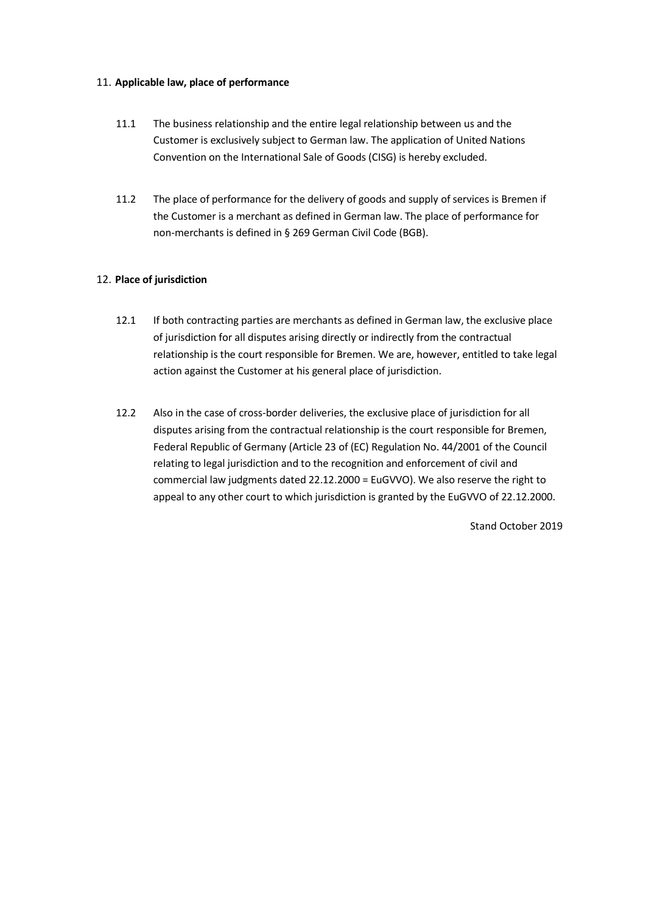## 11. Applicable law, place of performance

11.1 The business relationship and the entire legal relationship between us and the Customer is exclusively subject to German law. The application of United Nations Convention on the International Sale of Goods (CISG) is hereby excluded.

11.2 The place of performance for the delivery of goods and supply of services is Bremen if the Customer is a merchant as defined in German law. The place of performance for non-merchants is defined in § 269 German Civil Code (BGB).

## 12. Place of jurisdiction

12.1 If both contracting parties are merchants as defined in German law, the exclusive place of jurisdiction for all disputes arising directly or indirectly from the contractual relationship is the court responsible for Bremen. We are, however, entitled to take legal action against the Customer at his general place of jurisdiction.

12.2 Also in the case of cross-border deliveries, the exclusive place of jurisdiction for all disputes arising from the contractual relationship is the court responsible for Bremen, Federal Republic of Germany (Article 23 of (EC) Regulation No. 44/2001 of the Council relating to legal jurisdiction and to the recognition and enforcement of civil and commercial law judgments dated 22.12.2000 = EuGVVO). We also reserve the right to appeal to any other court to which jurisdiction is granted by the EuGVVO of 22.12.2000.

Stand October 2019